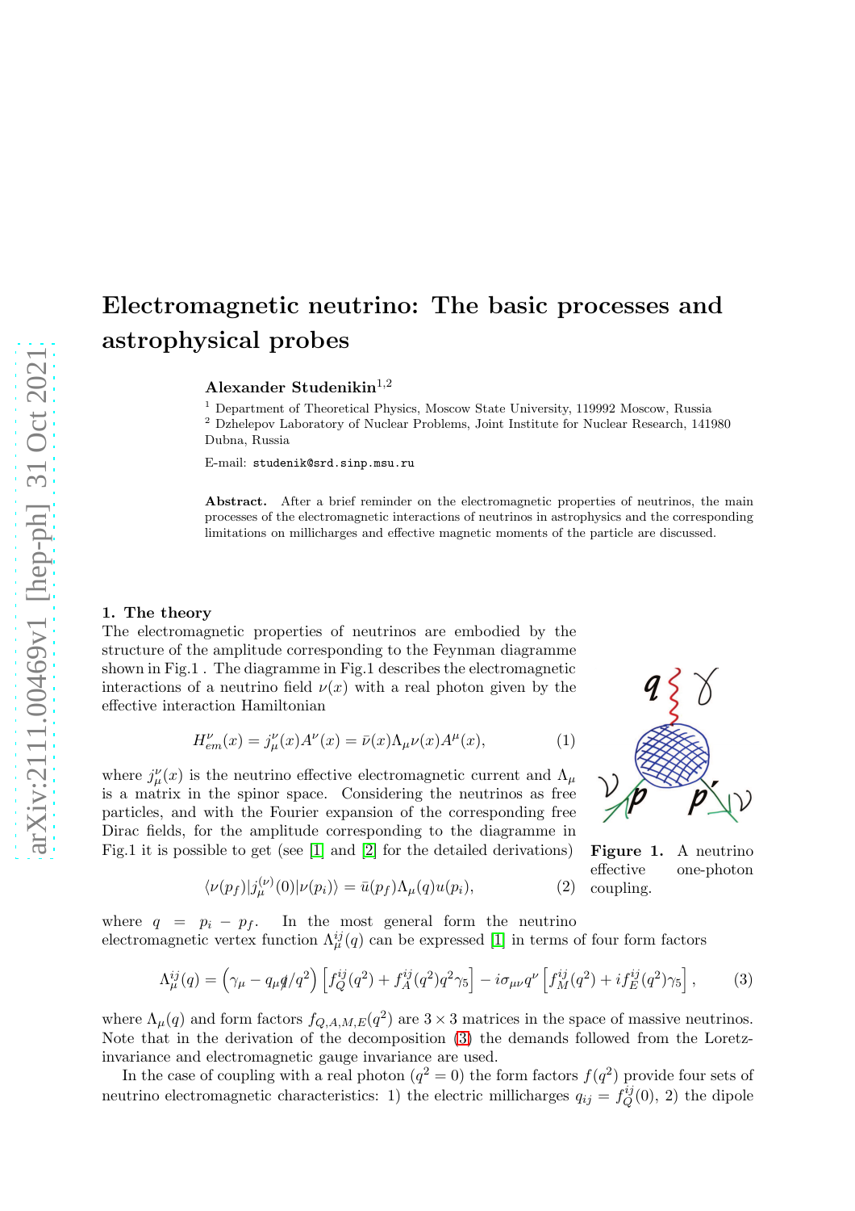# Electromagnetic neutrino: The basic processes and astrophysical probes

**Alexander Studenikin**[1,2]

[1] Department of Theoretical Physics, Moscow State University, 119992 Moscow, Russia
[2] Dzhelepov Laboratory of Nuclear Problems, Joint Institute for Nuclear Research, 141980 Dubna, Russia

E-mail: studenik@srd.sinp.msu.ru

**Abstract.** After a brief reminder on the electromagnetic properties of neutrinos, the main processes of the electromagnetic interactions of neutrinos in astrophysics and the corresponding limitations on millicharges and effective magnetic moments of the particle are discussed.

## 1. The theory

The electromagnetic properties of neutrinos are embodied by the structure of the amplitude corresponding to the Feynman diagramme shown in Fig.1 . The diagramme in Fig.1 describes the electromagnetic interactions of a neutrino field $\nu(x)$ with a real photon given by the effective interaction Hamiltonian

$$H^{\nu}_{em}(x) = j^{\nu}_{\mu}(x)A^{\nu}(x) = \bar{\nu}(x)\Lambda_{\mu}\nu(x)A^{\mu}(x), \tag{1}$$

where $j^{\nu}_{\mu}(x)$ is the neutrino effective electromagnetic current and $\Lambda_{\mu}$ is a matrix in the spinor space. Considering the neutrinos as free particles, and with the Fourier expansion of the corresponding free Dirac fields, for the amplitude corresponding to the diagramme in Fig.1 it is possible to get (see [1] and [2] for the detailed derivations)

$$\langle \nu(p_f)|j^{(\nu)}_{\mu}(0)|\nu(p_i)\rangle = \bar{u}(p_f)\Lambda_{\mu}(q)u(p_i), \tag{2}$$

**Figure 1.** A neutrino effective one-photon coupling.

where $q = p_i - p_f$. In the most general form the neutrino electromagnetic vertex function $\Lambda^{ij}_{\mu}(q)$ can be expressed [1] in terms of four form factors

$$\Lambda^{ij}_{\mu}(q) = \left(\gamma_{\mu} - q_{\mu}\not{q}/q^2\right)\left[f^{ij}_{Q}(q^2) + f^{ij}_{A}(q^2)q^2\gamma_5\right] - i\sigma_{\mu\nu}q^{\nu}\left[f^{ij}_{M}(q^2) + if^{ij}_{E}(q^2)\gamma_5\right], \tag{3}$$

where $\Lambda_{\mu}(q)$ and form factors $f_{Q,A,M,E}(q^2)$ are $3\times 3$ matrices in the space of massive neutrinos. Note that in the derivation of the decomposition (3) the demands followed from the Loretz-invariance and electromagnetic gauge invariance are used.

In the case of coupling with a real photon ($q^2 = 0$) the form factors $f(q^2)$ provide four sets of neutrino electromagnetic characteristics: 1) the electric millicharges $q_{ij} = f^{ij}_{Q}(0)$, 2) the dipole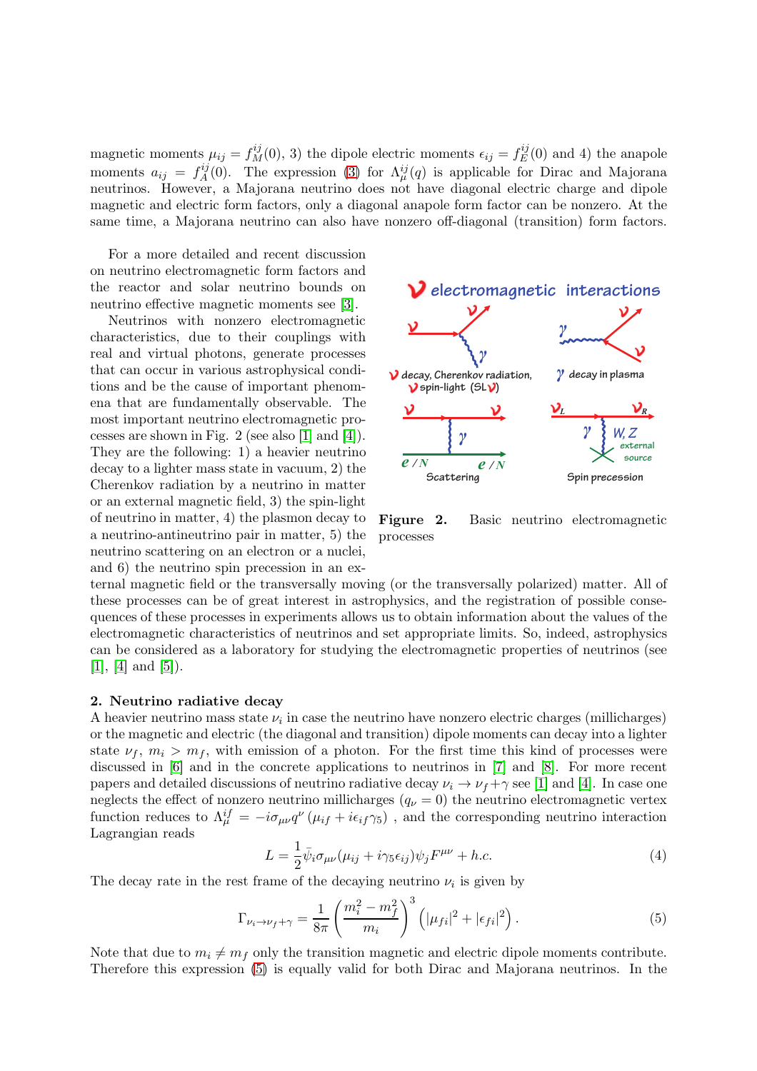magnetic moments $\mu_{ij} = f_M^{ij}(0)$, 3) the dipole electric moments $\epsilon_{ij} = f_E^{ij}(0)$ and 4) the anapole moments $a_{ij} = f_A^{ij}(0)$. The expression (3) for $\Lambda_\mu^{ij}(q)$ is applicable for Dirac and Majorana neutrinos. However, a Majorana neutrino does not have diagonal electric charge and dipole magnetic and electric form factors, only a diagonal anapole form factor can be nonzero. At the same time, a Majorana neutrino can also have nonzero off-diagonal (transition) form factors.

For a more detailed and recent discussion on neutrino electromagnetic form factors and the reactor and solar neutrino bounds on neutrino effective magnetic moments see [3].

Neutrinos with nonzero electromagnetic characteristics, due to their couplings with real and virtual photons, generate processes that can occur in various astrophysical conditions and be the cause of important phenomena that are fundamentally observable. The most important neutrino electromagnetic processes are shown in Fig. 2 (see also [1] and [4]). They are the following: 1) a heavier neutrino decay to a lighter mass state in vacuum, 2) the Cherenkov radiation by a neutrino in matter or an external magnetic field, 3) the spin-light of neutrino in matter, 4) the plasmon decay to a neutrino-antineutrino pair in matter, 5) the neutrino scattering on an electron or a nuclei, and 6) the neutrino spin precession in an external magnetic field or the transversally moving (or the transversally polarized) matter. All of these processes can be of great interest in astrophysics, and the registration of possible consequences of these processes in experiments allows us to obtain information about the values of the electromagnetic characteristics of neutrinos and set appropriate limits. So, indeed, astrophysics can be considered as a laboratory for studying the electromagnetic properties of neutrinos (see [1], [4] and [5]).

ν electromagnetic interactions

ν decay, Cherenkov radiation, ν spin-light (SLν)

γ decay in plasma

e / N Scattering

W, Z external source Spin precession

**Figure 2.** Basic neutrino electromagnetic processes

## 2. Neutrino radiative decay

A heavier neutrino mass state $\nu_i$ in case the neutrino have nonzero electric charges (millicharges) or the magnetic and electric (the diagonal and transition) dipole moments can decay into a lighter state $\nu_f$, $m_i > m_f$, with emission of a photon. For the first time this kind of processes were discussed in [6] and in the concrete applications to neutrinos in [7] and [8]. For more recent papers and detailed discussions of neutrino radiative decay $\nu_i \to \nu_f + \gamma$ see [1] and [4]. In case one neglects the effect of nonzero neutrino millicharges ($q_\nu = 0$) the neutrino electromagnetic vertex function reduces to $\Lambda_\mu^{if} = -i\sigma_{\mu\nu}q^\nu\left(\mu_{if} + i\epsilon_{if}\gamma_5\right)$ , and the corresponding neutrino interaction Lagrangian reads

$$L = \frac{1}{2}\bar{\psi}_i \sigma_{\mu\nu}(\mu_{ij} + i\gamma_5\epsilon_{ij})\psi_j F^{\mu\nu} + h.c. \tag{4}$$

The decay rate in the rest frame of the decaying neutrino $\nu_i$ is given by

$$\Gamma_{\nu_i \to \nu_f + \gamma} = \frac{1}{8\pi}\left(\frac{m_i^2 - m_f^2}{m_i}\right)^3 \left(|\mu_{fi}|^2 + |\epsilon_{fi}|^2\right). \tag{5}$$

Note that due to $m_i \neq m_f$ only the transition magnetic and electric dipole moments contribute. Therefore this expression (5) is equally valid for both Dirac and Majorana neutrinos. In the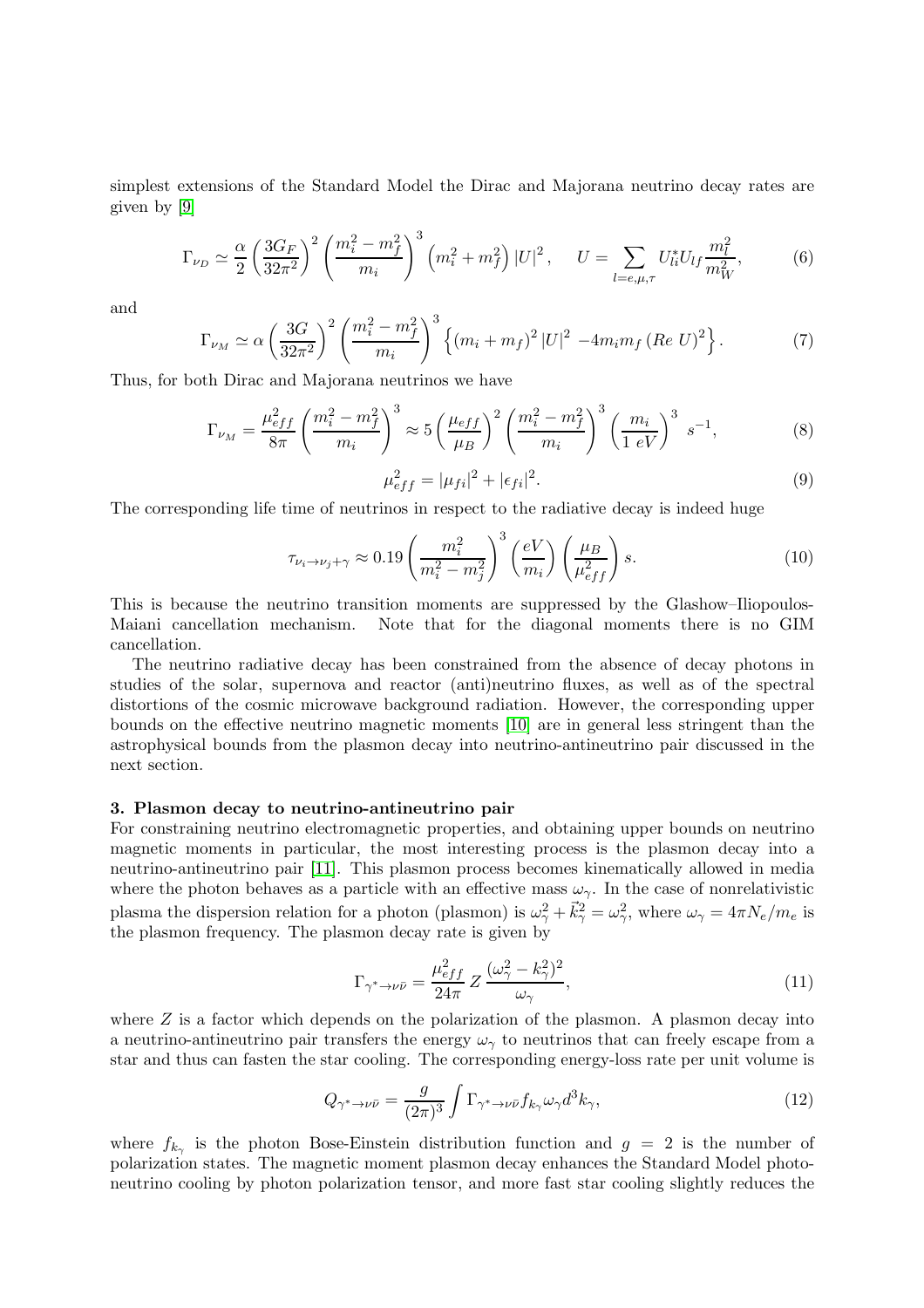simplest extensions of the Standard Model the Dirac and Majorana neutrino decay rates are given by [9]

$$\Gamma_{\nu_D} \simeq \frac{\alpha}{2}\left(\frac{3G_F}{32\pi^2}\right)^2\left(\frac{m_i^2-m_f^2}{m_i}\right)^3\left(m_i^2+m_f^2\right)|U|^2, \quad U=\sum_{l=e,\mu,\tau} U_{li}^* U_{lf}\frac{m_l^2}{m_W^2}, \tag{6}$$

and

$$\Gamma_{\nu_M} \simeq \alpha\left(\frac{3G}{32\pi^2}\right)^2\left(\frac{m_i^2-m_f^2}{m_i}\right)^3\left\{(m_i+m_f)^2|U|^2 \ -4m_i m_f\,(Re\ U)^2\right\}. \tag{7}$$

Thus, for both Dirac and Majorana neutrinos we have

$$\Gamma_{\nu_M} = \frac{\mu_{eff}^2}{8\pi}\left(\frac{m_i^2-m_f^2}{m_i}\right)^3 \approx 5\left(\frac{\mu_{eff}}{\mu_B}\right)^2\left(\frac{m_i^2-m_f^2}{m_i}\right)^3\left(\frac{m_i}{1\ eV}\right)^3\ s^{-1}, \tag{8}$$

$$\mu_{eff}^2 = |\mu_{fi}|^2 + |\epsilon_{fi}|^2. \tag{9}$$

The corresponding life time of neutrinos in respect to the radiative decay is indeed huge

$$\tau_{\nu_i\to\nu_j+\gamma} \approx 0.19\left(\frac{m_i^2}{m_i^2-m_j^2}\right)^3\left(\frac{eV}{m_i}\right)\left(\frac{\mu_B}{\mu_{eff}^2}\right)s. \tag{10}$$

This is because the neutrino transition moments are suppressed by the Glashow–Iliopoulos-Maiani cancellation mechanism. Note that for the diagonal moments there is no GIM cancellation.

The neutrino radiative decay has been constrained from the absence of decay photons in studies of the solar, supernova and reactor (anti)neutrino fluxes, as well as of the spectral distortions of the cosmic microwave background radiation. However, the corresponding upper bounds on the effective neutrino magnetic moments [10] are in general less stringent than the astrophysical bounds from the plasmon decay into neutrino-antineutrino pair discussed in the next section.

## 3. Plasmon decay to neutrino-antineutrino pair

For constraining neutrino electromagnetic properties, and obtaining upper bounds on neutrino magnetic moments in particular, the most interesting process is the plasmon decay into a neutrino-antineutrino pair [11]. This plasmon process becomes kinematically allowed in media where the photon behaves as a particle with an effective mass $\omega_\gamma$. In the case of nonrelativistic plasma the dispersion relation for a photon (plasmon) is $\omega_\gamma^2 + \vec{k}_\gamma^2 = \omega_\gamma^2$, where $\omega_\gamma = 4\pi N_e/m_e$ is the plasmon frequency. The plasmon decay rate is given by

$$\Gamma_{\gamma^*\to\nu\bar{\nu}} = \frac{\mu_{eff}^2}{24\pi}\,Z\,\frac{(\omega_\gamma^2-k_\gamma^2)^2}{\omega_\gamma}, \tag{11}$$

where $Z$ is a factor which depends on the polarization of the plasmon. A plasmon decay into a neutrino-antineutrino pair transfers the energy $\omega_\gamma$ to neutrinos that can freely escape from a star and thus can fasten the star cooling. The corresponding energy-loss rate per unit volume is

$$Q_{\gamma^*\to\nu\bar{\nu}} = \frac{g}{(2\pi)^3}\int \Gamma_{\gamma^*\to\nu\bar{\nu}} f_{k_\gamma}\omega_\gamma d^3k_\gamma, \tag{12}$$

where $f_{k_\gamma}$ is the photon Bose-Einstein distribution function and $g = 2$ is the number of polarization states. The magnetic moment plasmon decay enhances the Standard Model photo-neutrino cooling by photon polarization tensor, and more fast star cooling slightly reduces the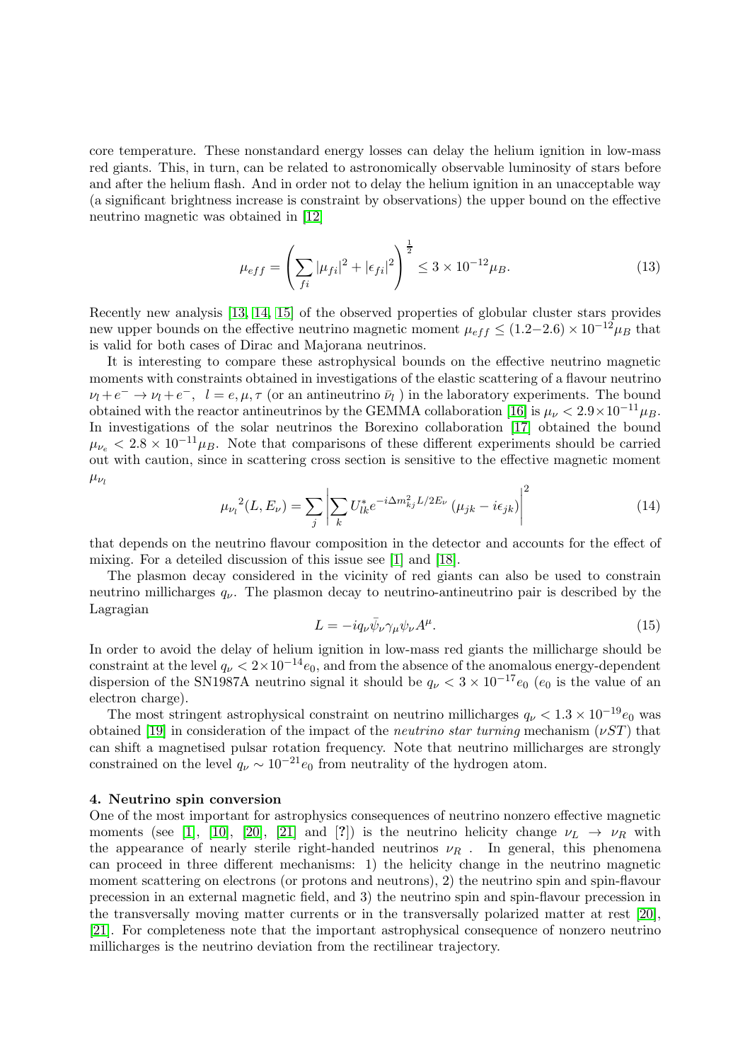core temperature. These nonstandard energy losses can delay the helium ignition in low-mass red giants. This, in turn, can be related to astronomically observable luminosity of stars before and after the helium flash. And in order not to delay the helium ignition in an unacceptable way (a significant brightness increase is constraint by observations) the upper bound on the effective neutrino magnetic was obtained in [12]

$$\mu_{eff} = \left( \sum_{fi} |\mu_{fi}|^2 + |\epsilon_{fi}|^2 \right)^{\frac{1}{2}} \leq 3 \times 10^{-12} \mu_B. \tag{13}$$

Recently new analysis [13, 14, 15] of the observed properties of globular cluster stars provides new upper bounds on the effective neutrino magnetic moment $\mu_{eff} \leq (1.2 - 2.6) \times 10^{-12} \mu_B$ that is valid for both cases of Dirac and Majorana neutrinos.

It is interesting to compare these astrophysical bounds on the effective neutrino magnetic moments with constraints obtained in investigations of the elastic scattering of a flavour neutrino $\nu_l + e^- \rightarrow \nu_l + e^-$, $l = e, \mu, \tau$ (or an antineutrino $\bar{\nu}_l$ ) in the laboratory experiments. The bound obtained with the reactor antineutrinos by the GEMMA collaboration [16] is $\mu_\nu < 2.9 \times 10^{-11} \mu_B$. In investigations of the solar neutrinos the Borexino collaboration [17] obtained the bound $\mu_{\nu_e} < 2.8 \times 10^{-11} \mu_B$. Note that comparisons of these different experiments should be carried out with caution, since in scattering cross section is sensitive to the effective magnetic moment $\mu_{\nu_l}$

$$\mu_{\nu_l}{}^2(L, E_\nu) = \sum_j \left| \sum_k U_{lk}^* e^{-i\Delta m_{kj}^2 L/2E_\nu} \left(\mu_{jk} - i\epsilon_{jk}\right) \right|^2 \tag{14}$$

that depends on the neutrino flavour composition in the detector and accounts for the effect of mixing. For a deteiled discussion of this issue see [1] and [18].

The plasmon decay considered in the vicinity of red giants can also be used to constrain neutrino millicharges $q_\nu$. The plasmon decay to neutrino-antineutrino pair is described by the Lagragian

$$L = -iq_\nu \bar{\psi}_\nu \gamma_\mu \psi_\nu A^\mu. \tag{15}$$

In order to avoid the delay of helium ignition in low-mass red giants the millicharge should be constraint at the level $q_\nu < 2 \times 10^{-14} e_0$, and from the absence of the anomalous energy-dependent dispersion of the SN1987A neutrino signal it should be $q_\nu < 3 \times 10^{-17} e_0$ ($e_0$ is the value of an electron charge).

The most stringent astrophysical constraint on neutrino millicharges $q_\nu < 1.3 \times 10^{-19} e_0$ was obtained [19] in consideration of the impact of the *neutrino star turning* mechanism ($\nu ST$) that can shift a magnetised pulsar rotation frequency. Note that neutrino millicharges are strongly constrained on the level $q_\nu \sim 10^{-21} e_0$ from neutrality of the hydrogen atom.

**4. Neutrino spin conversion**

One of the most important for astrophysics consequences of neutrino nonzero effective magnetic moments (see [1], [10], [20], [21] and [?]) is the neutrino helicity change $\nu_L \rightarrow \nu_R$ with the appearance of nearly sterile right-handed neutrinos $\nu_R$ . In general, this phenomena can proceed in three different mechanisms: 1) the helicity change in the neutrino magnetic moment scattering on electrons (or protons and neutrons), 2) the neutrino spin and spin-flavour precession in an external magnetic field, and 3) the neutrino spin and spin-flavour precession in the transversally moving matter currents or in the transversally polarized matter at rest [20], [21]. For completeness note that the important astrophysical consequence of nonzero neutrino millicharges is the neutrino deviation from the rectilinear trajectory.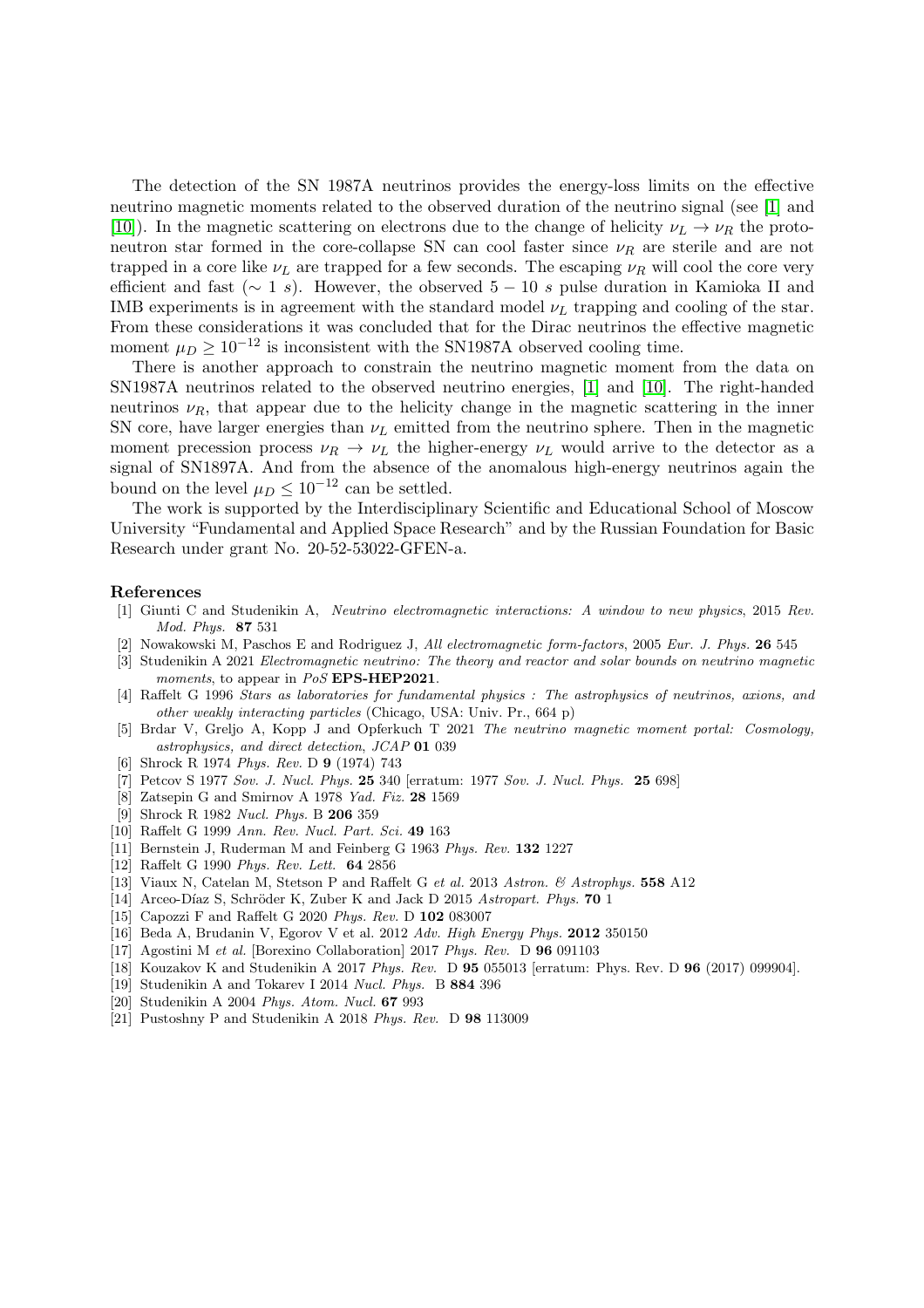The detection of the SN 1987A neutrinos provides the energy-loss limits on the effective neutrino magnetic moments related to the observed duration of the neutrino signal (see [1] and [10]). In the magnetic scattering on electrons due to the change of helicity $\nu_L \to \nu_R$ the proto-neutron star formed in the core-collapse SN can cool faster since $\nu_R$ are sterile and are not trapped in a core like $\nu_L$ are trapped for a few seconds. The escaping $\nu_R$ will cool the core very efficient and fast ($\sim 1$ $s$). However, the observed $5-10$ $s$ pulse duration in Kamioka II and IMB experiments is in agreement with the standard model $\nu_L$ trapping and cooling of the star. From these considerations it was concluded that for the Dirac neutrinos the effective magnetic moment $\mu_D \geq 10^{-12}$ is inconsistent with the SN1987A observed cooling time.

There is another approach to constrain the neutrino magnetic moment from the data on SN1987A neutrinos related to the observed neutrino energies, [1] and [10]. The right-handed neutrinos $\nu_R$, that appear due to the helicity change in the magnetic scattering in the inner SN core, have larger energies than $\nu_L$ emitted from the neutrino sphere. Then in the magnetic moment precession process $\nu_R \to \nu_L$ the higher-energy $\nu_L$ would arrive to the detector as a signal of SN1897A. And from the absence of the anomalous high-energy neutrinos again the bound on the level $\mu_D \leq 10^{-12}$ can be settled.

The work is supported by the Interdisciplinary Scientific and Educational School of Moscow University "Fundamental and Applied Space Research" and by the Russian Foundation for Basic Research under grant No. 20-52-53022-GFEN-a.

## References

[1] Giunti C and Studenikin A, *Neutrino electromagnetic interactions: A window to new physics*, 2015 *Rev. Mod. Phys.* **87** 531

[2] Nowakowski M, Paschos E and Rodriguez J, *All electromagnetic form-factors*, 2005 *Eur. J. Phys.* **26** 545

[3] Studenikin A 2021 *Electromagnetic neutrino: The theory and reactor and solar bounds on neutrino magnetic moments*, to appear in *PoS* **EPS-HEP2021**.

[4] Raffelt G 1996 *Stars as laboratories for fundamental physics : The astrophysics of neutrinos, axions, and other weakly interacting particles* (Chicago, USA: Univ. Pr., 664 p)

[5] Brdar V, Greljo A, Kopp J and Opferkuch T 2021 *The neutrino magnetic moment portal: Cosmology, astrophysics, and direct detection*, *JCAP* **01** 039

[6] Shrock R 1974 *Phys. Rev.* D **9** (1974) 743

[7] Petcov S 1977 *Sov. J. Nucl. Phys.* **25** 340 [erratum: 1977 *Sov. J. Nucl. Phys.* **25** 698]

[8] Zatsepin G and Smirnov A 1978 *Yad. Fiz.* **28** 1569

[9] Shrock R 1982 *Nucl. Phys.* B **206** 359

[10] Raffelt G 1999 *Ann. Rev. Nucl. Part. Sci.* **49** 163

[11] Bernstein J, Ruderman M and Feinberg G 1963 *Phys. Rev.* **132** 1227

[12] Raffelt G 1990 *Phys. Rev. Lett.* **64** 2856

[13] Viaux N, Catelan M, Stetson P and Raffelt G *et al.* 2013 *Astron. & Astrophys.* **558** A12

[14] Arceo-Díaz S, Schröder K, Zuber K and Jack D 2015 *Astropart. Phys.* **70** 1

[15] Capozzi F and Raffelt G 2020 *Phys. Rev.* D **102** 083007

[16] Beda A, Brudanin V, Egorov V et al. 2012 *Adv. High Energy Phys.* **2012** 350150

[17] Agostini M *et al.* [Borexino Collaboration] 2017 *Phys. Rev.* D **96** 091103

[18] Kouzakov K and Studenikin A 2017 *Phys. Rev.* D **95** 055013 [erratum: Phys. Rev. D **96** (2017) 099904].

[19] Studenikin A and Tokarev I 2014 *Nucl. Phys.* B **884** 396

[20] Studenikin A 2004 *Phys. Atom. Nucl.* **67** 993

[21] Pustoshny P and Studenikin A 2018 *Phys. Rev.* D **98** 113009